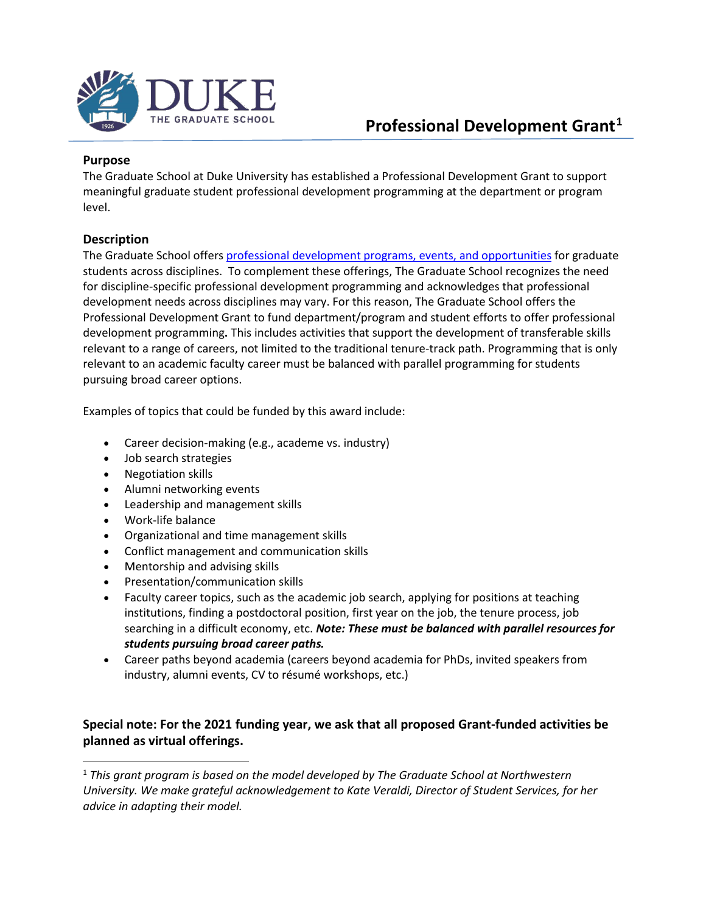# Professional Development Grant[1]

## Purpose

The Graduate School at Duke University has established a Professional Development Grant to support meaningful graduate student professional development programming at the department or program level.

## Description

The Graduate School offers [professional development programs, events, and opportunities]() for graduate students across disciplines. To complement these offerings, The Graduate School recognizes the need for discipline-specific professional development programming and acknowledges that professional development needs across disciplines may vary. For this reason, The Graduate School offers the Professional Development Grant to fund department/program and student efforts to offer professional development programming**.** This includes activities that support the development of transferable skills relevant to a range of careers, not limited to the traditional tenure-track path. Programming that is only relevant to an academic faculty career must be balanced with parallel programming for students pursuing broad career options.

Examples of topics that could be funded by this award include:

- Career decision-making (e.g., academe vs. industry)
- Job search strategies
- Negotiation skills
- Alumni networking events
- Leadership and management skills
- Work-life balance
- Organizational and time management skills
- Conflict management and communication skills
- Mentorship and advising skills
- Presentation/communication skills
- Faculty career topics, such as the academic job search, applying for positions at teaching institutions, finding a postdoctoral position, first year on the job, the tenure process, job searching in a difficult economy, etc. ***Note: These must be balanced with parallel resources for students pursuing broad career paths.***
- Career paths beyond academia (careers beyond academia for PhDs, invited speakers from industry, alumni events, CV to résumé workshops, etc.)

**Special note: For the 2021 funding year, we ask that all proposed Grant-funded activities be planned as virtual offerings.**

---

[1] *This grant program is based on the model developed by The Graduate School at Northwestern University. We make grateful acknowledgement to Kate Veraldi, Director of Student Services, for her advice in adapting their model.*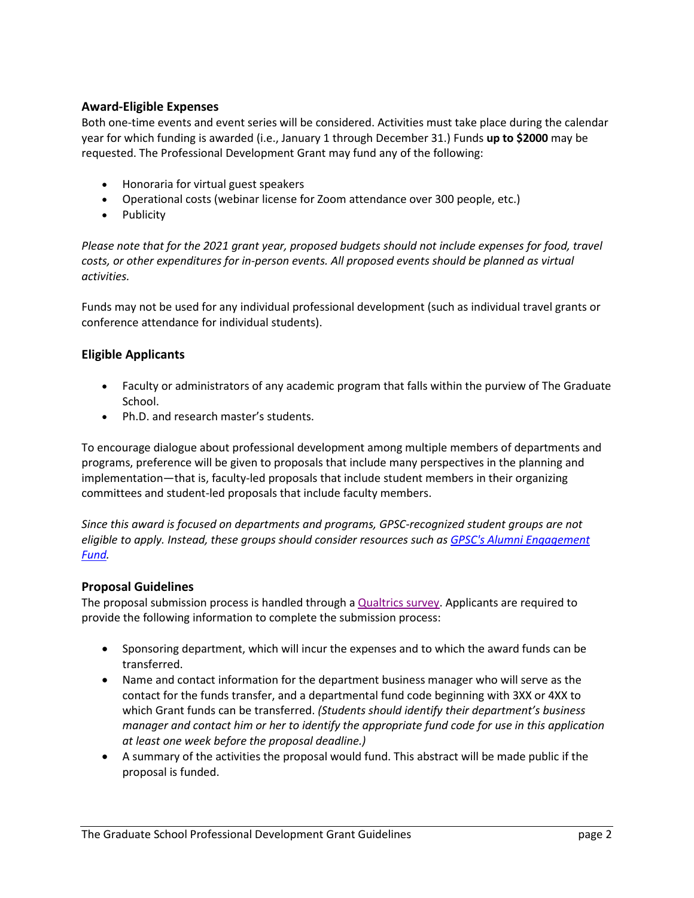## Award-Eligible Expenses

Both one-time events and event series will be considered. Activities must take place during the calendar year for which funding is awarded (i.e., January 1 through December 31.) Funds **up to $2000** may be requested. The Professional Development Grant may fund any of the following:

- Honoraria for virtual guest speakers
- Operational costs (webinar license for Zoom attendance over 300 people, etc.)
- Publicity

*Please note that for the 2021 grant year, proposed budgets should not include expenses for food, travel costs, or other expenditures for in-person events. All proposed events should be planned as virtual activities.*

Funds may not be used for any individual professional development (such as individual travel grants or conference attendance for individual students).

## Eligible Applicants

- Faculty or administrators of any academic program that falls within the purview of The Graduate School.
- Ph.D. and research master's students.

To encourage dialogue about professional development among multiple members of departments and programs, preference will be given to proposals that include many perspectives in the planning and implementation—that is, faculty-led proposals that include student members in their organizing committees and student-led proposals that include faculty members.

*Since this award is focused on departments and programs, GPSC-recognized student groups are not eligible to apply. Instead, these groups should consider resources such as GPSC's Alumni Engagement Fund.*

## Proposal Guidelines

The proposal submission process is handled through a Qualtrics survey. Applicants are required to provide the following information to complete the submission process:

- Sponsoring department, which will incur the expenses and to which the award funds can be transferred.
- Name and contact information for the department business manager who will serve as the contact for the funds transfer, and a departmental fund code beginning with 3XX or 4XX to which Grant funds can be transferred. *(Students should identify their department's business manager and contact him or her to identify the appropriate fund code for use in this application at least one week before the proposal deadline.)*
- A summary of the activities the proposal would fund. This abstract will be made public if the proposal is funded.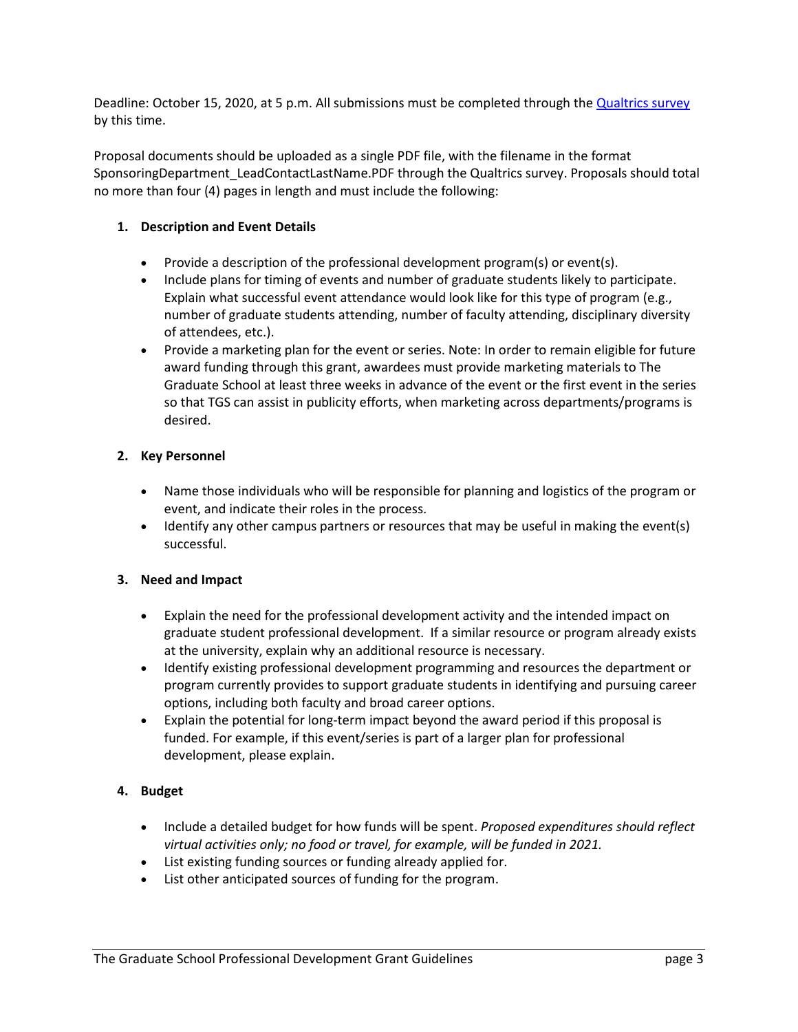Deadline: October 15, 2020, at 5 p.m. All submissions must be completed through the [Qualtrics survey] by this time.

Proposal documents should be uploaded as a single PDF file, with the filename in the format SponsoringDepartment_LeadContactLastName.PDF through the Qualtrics survey. Proposals should total no more than four (4) pages in length and must include the following:

1. **Description and Event Details**
   - Provide a description of the professional development program(s) or event(s).
   - Include plans for timing of events and number of graduate students likely to participate. Explain what successful event attendance would look like for this type of program (e.g., number of graduate students attending, number of faculty attending, disciplinary diversity of attendees, etc.).
   - Provide a marketing plan for the event or series. Note: In order to remain eligible for future award funding through this grant, awardees must provide marketing materials to The Graduate School at least three weeks in advance of the event or the first event in the series so that TGS can assist in publicity efforts, when marketing across departments/programs is desired.

2. **Key Personnel**
   - Name those individuals who will be responsible for planning and logistics of the program or event, and indicate their roles in the process.
   - Identify any other campus partners or resources that may be useful in making the event(s) successful.

3. **Need and Impact**
   - Explain the need for the professional development activity and the intended impact on graduate student professional development. If a similar resource or program already exists at the university, explain why an additional resource is necessary.
   - Identify existing professional development programming and resources the department or program currently provides to support graduate students in identifying and pursuing career options, including both faculty and broad career options.
   - Explain the potential for long-term impact beyond the award period if this proposal is funded. For example, if this event/series is part of a larger plan for professional development, please explain.

4. **Budget**
   - Include a detailed budget for how funds will be spent. *Proposed expenditures should reflect virtual activities only; no food or travel, for example, will be funded in 2021.*
   - List existing funding sources or funding already applied for.
   - List other anticipated sources of funding for the program.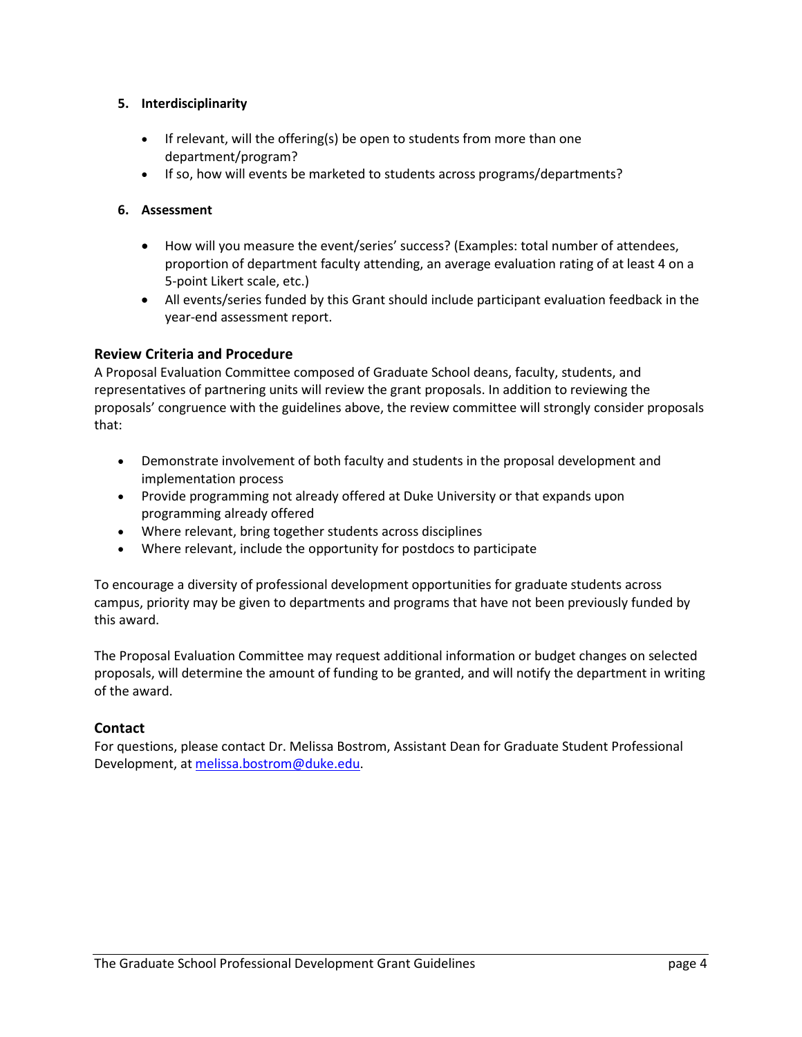5. **Interdisciplinarity**

    - If relevant, will the offering(s) be open to students from more than one department/program?
    - If so, how will events be marketed to students across programs/departments?

6. **Assessment**

    - How will you measure the event/series' success? (Examples: total number of attendees, proportion of department faculty attending, an average evaluation rating of at least 4 on a 5-point Likert scale, etc.)
    - All events/series funded by this Grant should include participant evaluation feedback in the year-end assessment report.

## Review Criteria and Procedure

A Proposal Evaluation Committee composed of Graduate School deans, faculty, students, and representatives of partnering units will review the grant proposals. In addition to reviewing the proposals' congruence with the guidelines above, the review committee will strongly consider proposals that:

- Demonstrate involvement of both faculty and students in the proposal development and implementation process
- Provide programming not already offered at Duke University or that expands upon programming already offered
- Where relevant, bring together students across disciplines
- Where relevant, include the opportunity for postdocs to participate

To encourage a diversity of professional development opportunities for graduate students across campus, priority may be given to departments and programs that have not been previously funded by this award.

The Proposal Evaluation Committee may request additional information or budget changes on selected proposals, will determine the amount of funding to be granted, and will notify the department in writing of the award.

## Contact

For questions, please contact Dr. Melissa Bostrom, Assistant Dean for Graduate Student Professional Development, at melissa.bostrom@duke.edu.